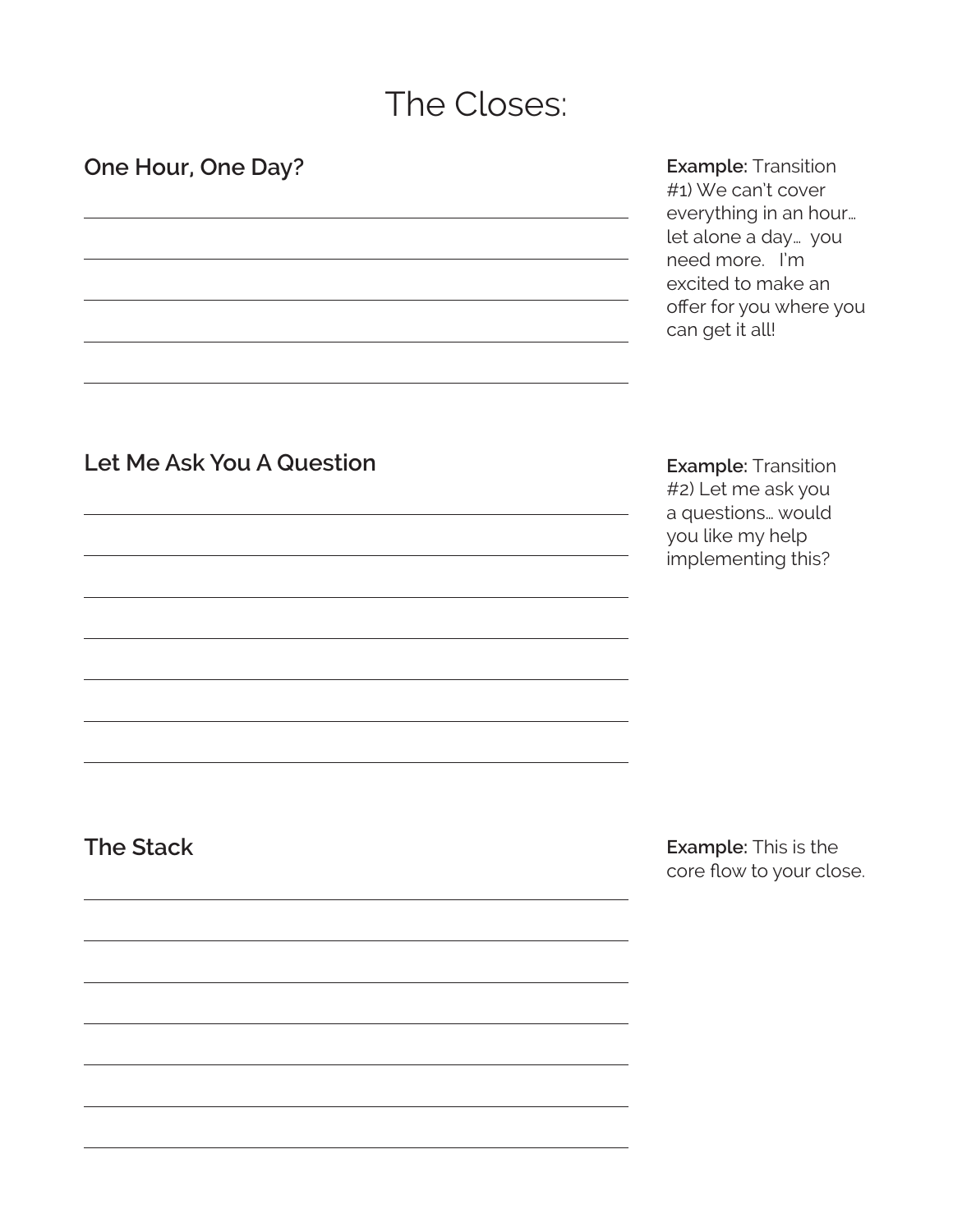# The Closes:

## One Hour, One Day?

**Example:** Transition #1) We can't cover everything in an hour… let alone a day… you need more. I'm excited to make an offer for you where you can get it all!

## Let Me Ask You A Question

**Example:** Transition #2) Let me ask you a questions… would you like my help implementing this?

## The Stack

**Example:** This is the core flow to your close.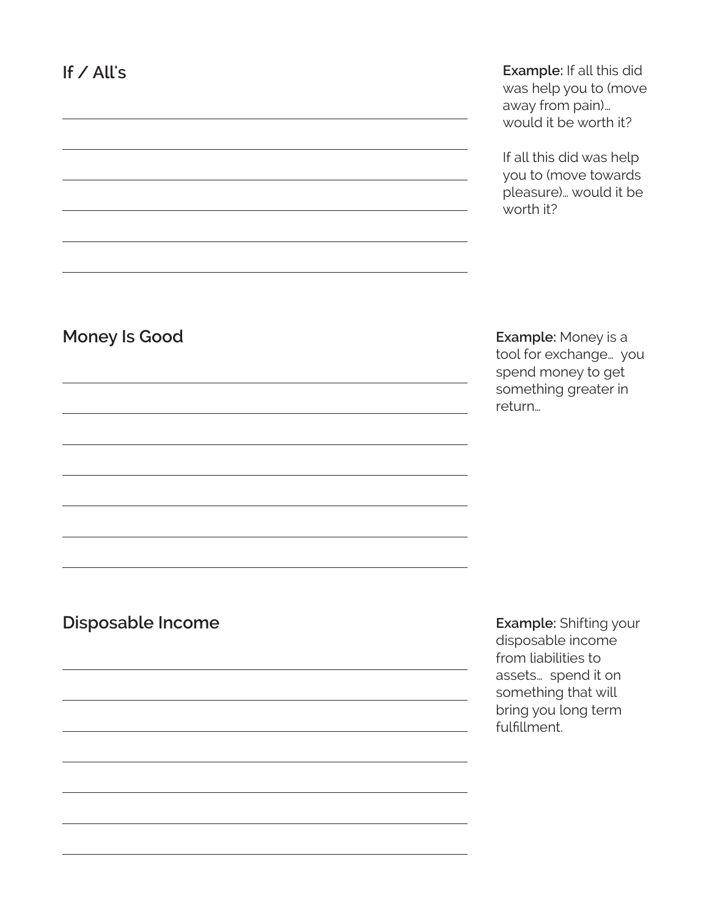## If / All's

**Example:** If all this did was help you to (move away from pain)… would it be worth it?

If all this did was help you to (move towards pleasure)… would it be worth it?

## Money Is Good

**Example:** Money is a tool for exchange… you spend money to get something greater in return…

## Disposable Income

**Example:** Shifting your disposable income from liabilities to assets… spend it on something that will bring you long term fulfillment.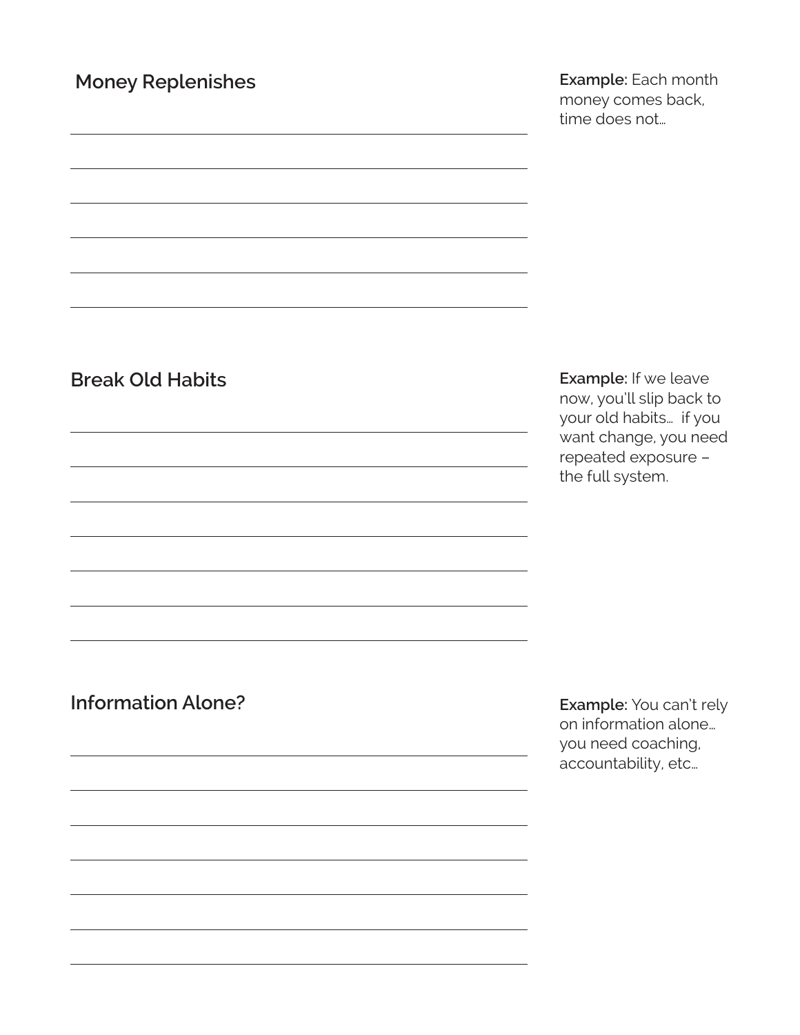## Money Replenishes

**Example:** Each month money comes back, time does not…

## Break Old Habits

**Example:** If we leave now, you'll slip back to your old habits… if you want change, you need repeated exposure – the full system.

## Information Alone?

**Example:** You can't rely on information alone… you need coaching, accountability, etc…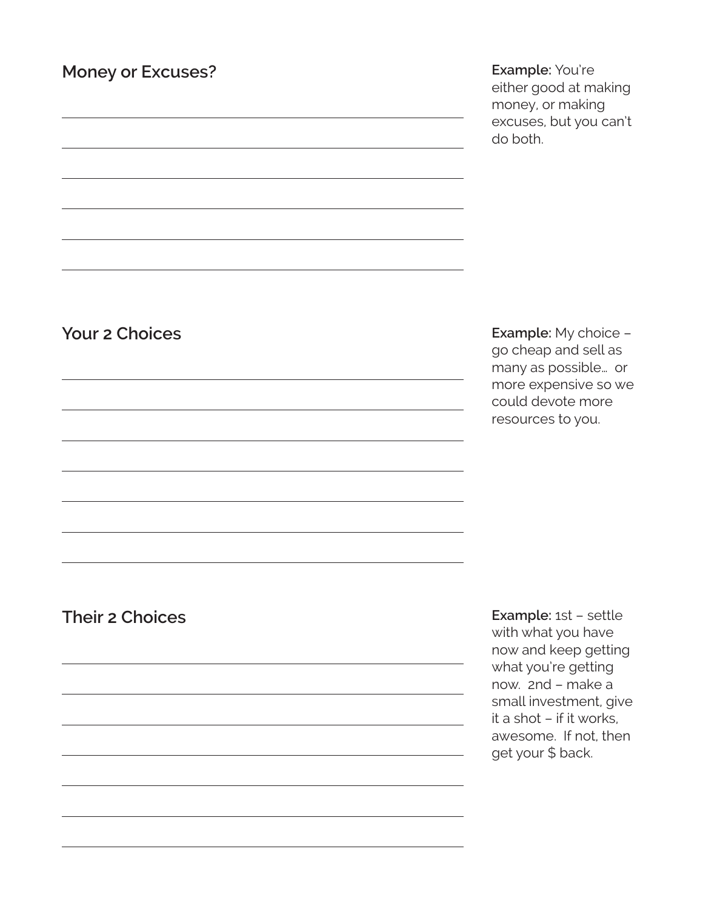## Money or Excuses?

**Example:** You're either good at making money, or making excuses, but you can't do both.

## Your 2 Choices

**Example:** My choice – go cheap and sell as many as possible… or more expensive so we could devote more resources to you.

## Their 2 Choices

**Example:** 1st – settle with what you have now and keep getting what you're getting now. 2nd – make a small investment, give it a shot – if it works, awesome. If not, then get your $ back.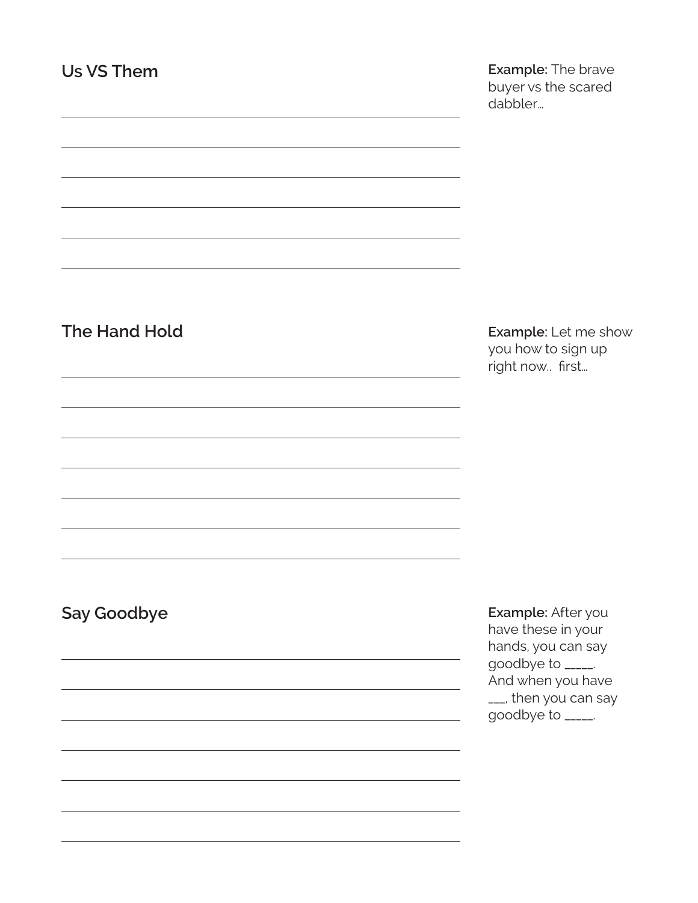## Us VS Them

**Example:** The brave buyer vs the scared dabbler…

## The Hand Hold

**Example:** Let me show you how to sign up right now.. first…

## Say Goodbye

**Example:** After you have these in your hands, you can say goodbye to _____. And when you have ___, then you can say goodbye to _____.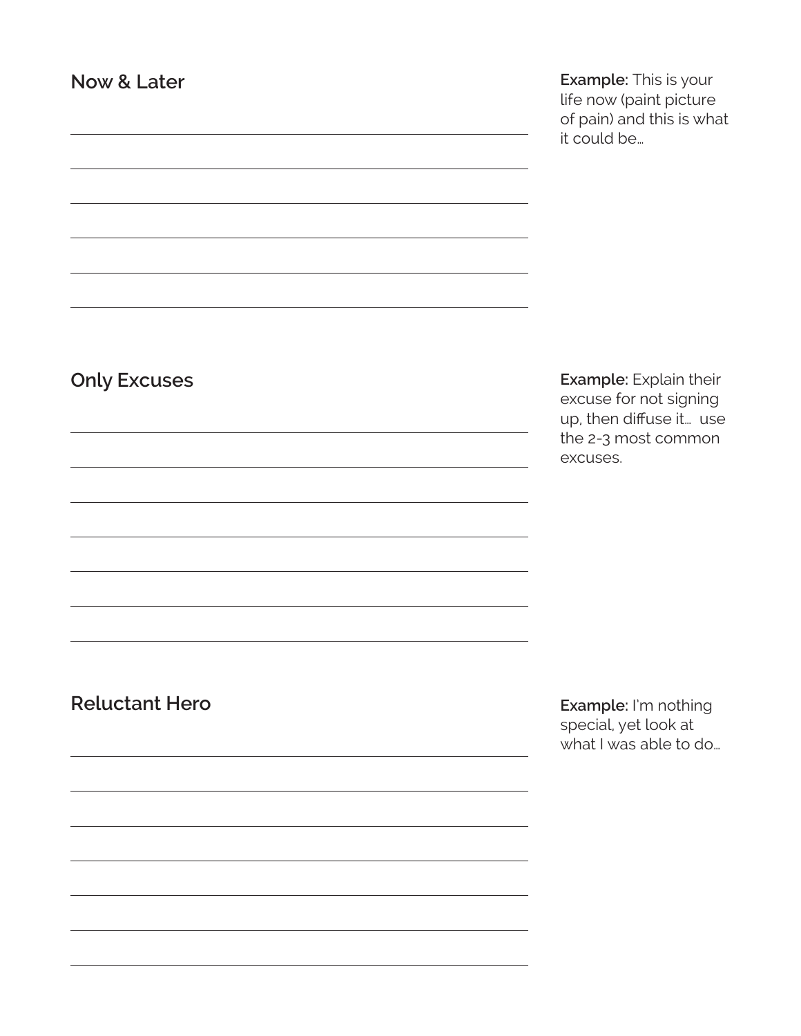## Now & Later

**Example:** This is your life now (paint picture of pain) and this is what it could be…

## Only Excuses

**Example:** Explain their excuse for not signing up, then diffuse it… use the 2-3 most common excuses.

## Reluctant Hero

**Example:** I'm nothing special, yet look at what I was able to do…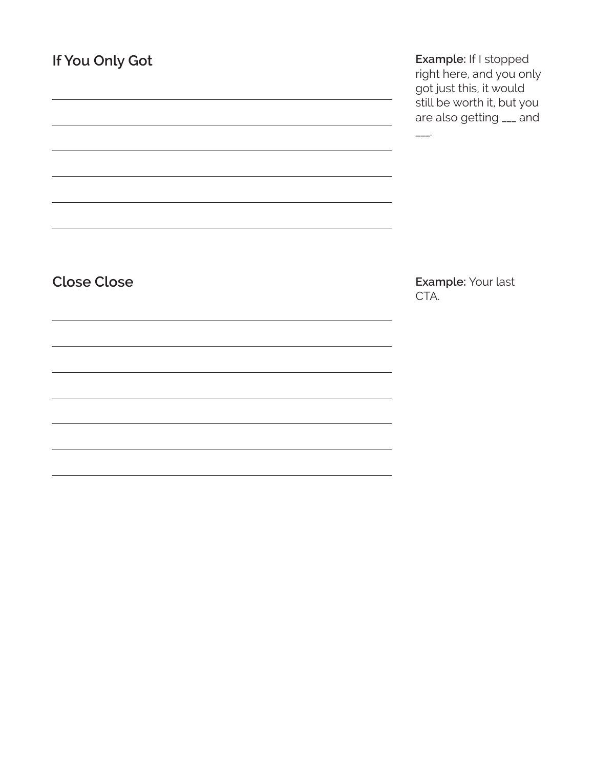## If You Only Got

**Example:** If I stopped right here, and you only got just this, it would still be worth it, but you are also getting ___ and ___.

## Close Close

**Example:** Your last CTA.